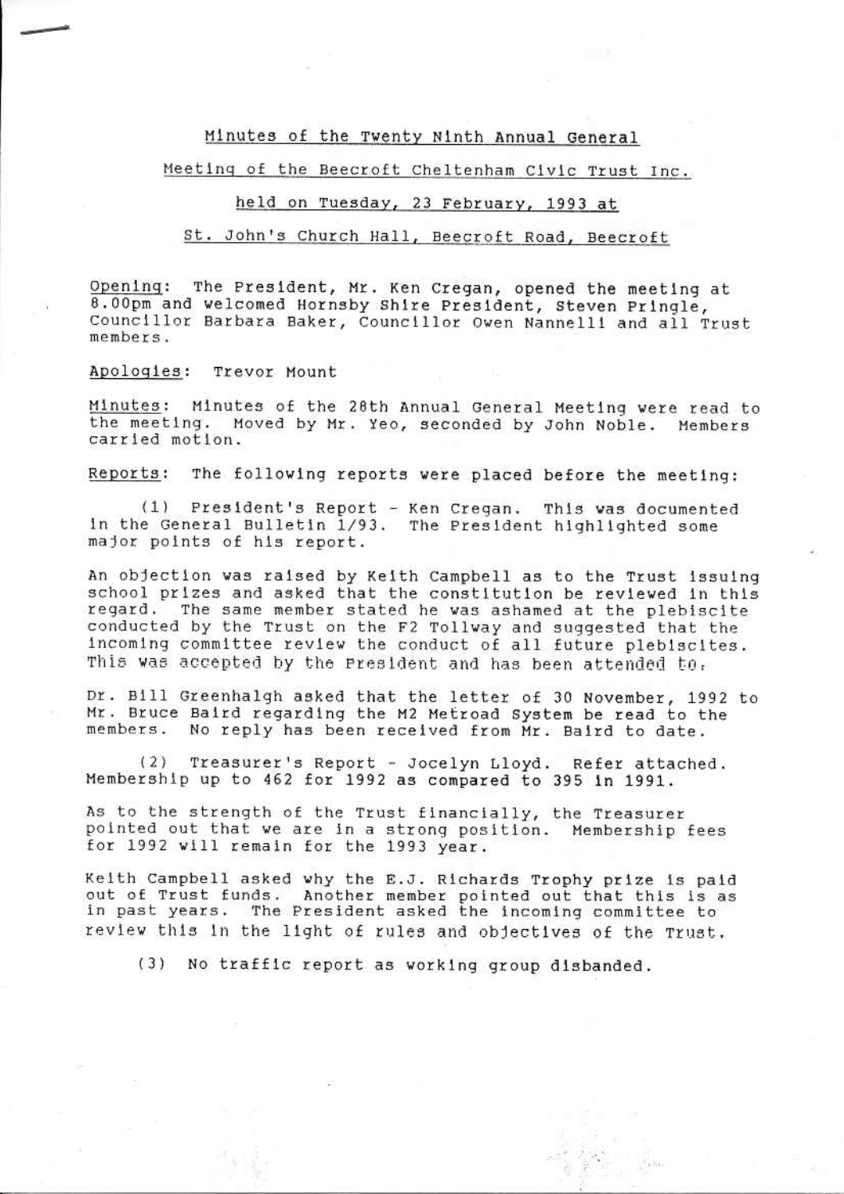# Minutes of the Twenty Ninth Annual General Meeting of the Beecroft Cheltenham Civic Trust Inc. held on Tuesday, 23 February, 1993 at St. John's Church Hall, Beecroft Road, Beecroft

Opening: The President, Mr. Ken Cregan, opened the meeting at 8.00pm and welcomed Hornsby Shire President, Steven Pringle, Councillor Barbara Baker, Councillor Owen Nannelli and all Trust members.

Apologies: Trevor Mount

Minutes: Minutes of the 28th Annual General Meeting were read to the meeting. Moved by Mr. Yeo, seconded by John Noble. Members carried motion.

Reports: The following reports were placed before the meeting:

(1) President's Report - Ken Cregan. This was documented in the General Bulletin 1/93. The President highlighted some major points of his report.

An objection was raised by Keith Campbell as to the Trust issuing school prizes and asked that the constitution be reviewed in this regard. The same member stated he was ashamed at the plebiscite conducted by the Trust on the F2 Tollway and suggested that the incoming committee review the conduct of all future plebiscites. This was accepted by the President and has been attended to.

Dr. Bill Greenhalgh asked that the letter of 30 November, 1992 to Mr. Bruce Baird regarding the M2 Metroad System be read to the members. No reply has been received from Mr. Baird to date.

(2) Treasurer's Report - Jocelyn Lloyd. Refer attached. Membership up to 462 for 1992 as compared to 395 in 1991.

As to the strength of the Trust financially, the Treasurer pointed out that we are in a strong position. Membership fees for 1992 will remain for the 1993 year.

Keith Campbell asked why the E.J. Richards Trophy prize is paid out of Trust funds. Another member pointed out that this is as in past years. The President asked the incoming committee to review this in the light of rules and objectives of the Trust.

(3) No traffic report as working group disbanded.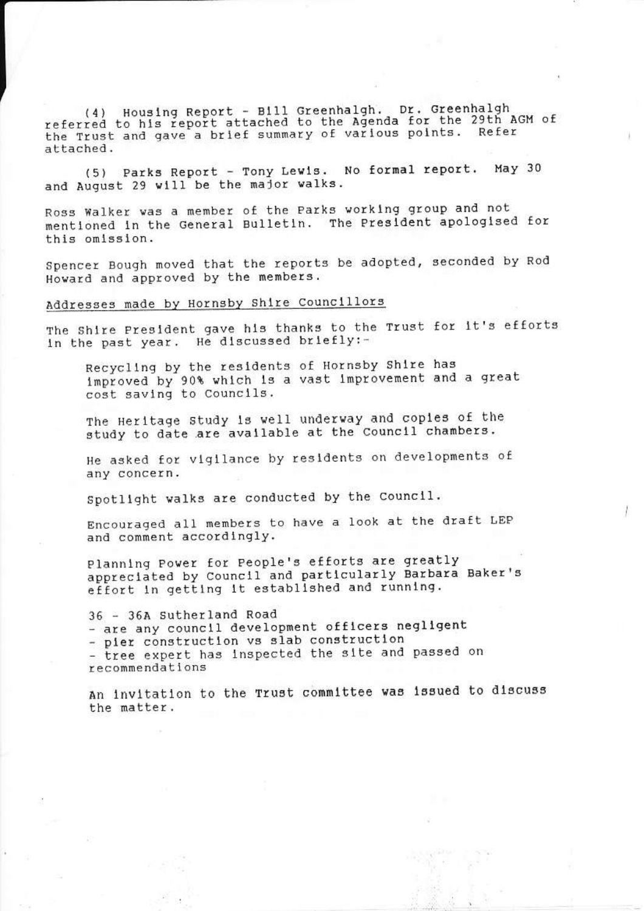(4) Housing Report - Bill Greenhalgh. Dr. Greenhalgh referred to his report attached to the Agenda for the 29th AGM of the Trust and gave a brief summary of various points. Refer attached.

(5) Parks Report - Tony Lewis. No formal report. May 30 and August 29 will be the major walks.

Ross Walker was a member of the Parks working group and not mentioned in the General Bulletin. The President apologised for this omission.

Spencer Bough moved that the reports be adopted, seconded by Rod Howard and approved by the members.

<u>Addresses made by Hornsby Shire Councillors</u>

The Shire President gave his thanks to the Trust for it's efforts in the past year. He discussed briefly:-

> Recycling by the residents of Hornsby Shire has improved by 90% which is a vast improvement and a great cost saving to Councils.
>
> The Heritage Study is well underway and copies of the study to date are available at the Council chambers.
>
> He asked for vigilance by residents on developments of any concern.
>
> Spotlight walks are conducted by the Council.
>
> Encouraged all members to have a look at the draft LEP and comment accordingly.
>
> Planning Power for People's efforts are greatly appreciated by Council and particularly Barbara Baker's effort in getting it established and running.
>
> 36 - 36A Sutherland Road
> - are any council development officers negligent
> - pier construction vs slab construction
> - tree expert has inspected the site and passed on recommendations
>
> An invitation to the Trust committee was issued to discuss the matter.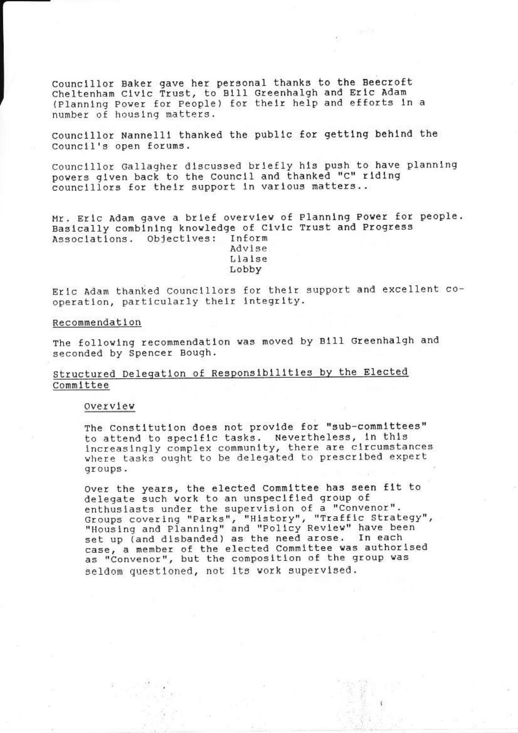Councillor Baker gave her personal thanks to the Beecroft Cheltenham Civic Trust, to Bill Greenhalgh and Eric Adam (Planning Power for People) for their help and efforts in a number of housing matters.

Councillor Nannelli thanked the public for getting behind the Council's open forums.

Councillor Gallagher discussed briefly his push to have planning powers given back to the Council and thanked "C" riding councillors for their support in various matters..

Mr. Eric Adam gave a brief overview of Planning Power for people. Basically combining knowledge of Civic Trust and Progress Associations. Objectives: Inform
Advise
Liaise
Lobby

Eric Adam thanked Councillors for their support and excellent co-operation, particularly their integrity.

<u>Recommendation</u>

The following recommendation was moved by Bill Greenhalgh and seconded by Spencer Bough.

<u>Structured Delegation of Responsibilities by the Elected Committee</u>

<u>Overview</u>

The Constitution does not provide for "sub-committees" to attend to specific tasks. Nevertheless, in this increasingly complex community, there are circumstances where tasks ought to be delegated to prescribed expert groups.

Over the years, the elected Committee has seen fit to delegate such work to an unspecified group of enthusiasts under the supervision of a "Convenor". Groups covering "Parks", "History", "Traffic Strategy", "Housing and Planning" and "Policy Review" have been set up (and disbanded) as the need arose. In each case, a member of the elected Committee was authorised as "Convenor", but the composition of the group was seldom questioned, not its work supervised.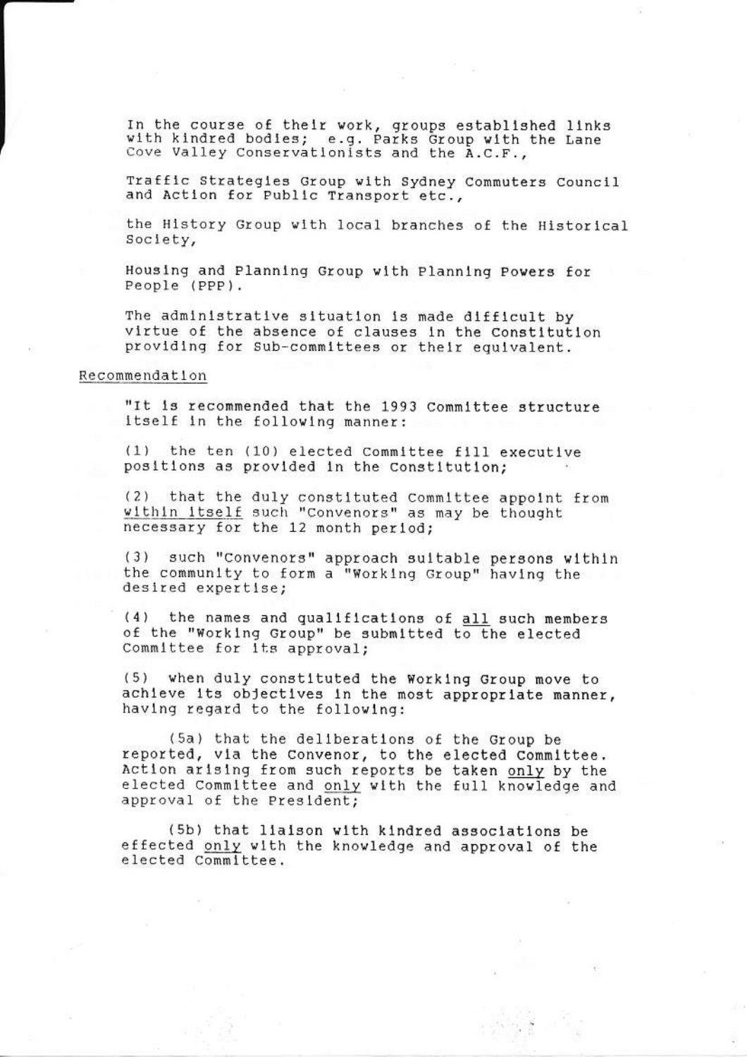In the course of their work, groups established links with kindred bodies; e.g. Parks Group with the Lane Cove Valley Conservationists and the A.C.F.,

Traffic Strategies Group with Sydney Commuters Council and Action for Public Transport etc.,

the History Group with local branches of the Historical Society,

Housing and Planning Group with Planning Powers for People (PPP).

The administrative situation is made difficult by virtue of the absence of clauses in the Constitution providing for Sub-committees or their equivalent.

Recommendation

"It is recommended that the 1993 Committee structure itself in the following manner:

(1) the ten (10) elected Committee fill executive positions as provided in the Constitution;

(2) that the duly constituted Committee appoint from <u>within itself</u> such "Convenors" as may be thought necessary for the 12 month period;

(3) such "Convenors" approach suitable persons within the community to form a "Working Group" having the desired expertise;

(4) the names and qualifications of <u>all</u> such members of the "Working Group" be submitted to the elected Committee for its approval;

(5) when duly constituted the Working Group move to achieve its objectives in the most appropriate manner, having regard to the following:

(5a) that the deliberations of the Group be reported, via the Convenor, to the elected Committee. Action arising from such reports be taken <u>only</u> by the elected Committee and <u>only</u> with the full knowledge and approval of the President;

(5b) that liaison with kindred associations be effected <u>only</u> with the knowledge and approval of the elected Committee.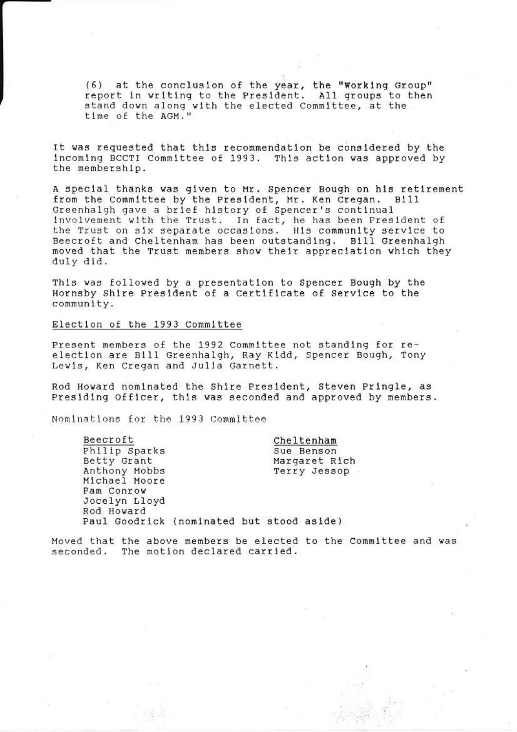(6) at the conclusion of the year, the "Working Group" report in writing to the President. All groups to then stand down along with the elected Committee, at the time of the AGM."

It was requested that this recommendation be considered by the incoming BCCTI Committee of 1993. This action was approved by the membership.

A special thanks was given to Mr. Spencer Bough on his retirement from the Committee by the President, Mr. Ken Cregan. Bill Greenhalgh gave a brief history of Spencer's continual involvement with the Trust. In fact, he has been President of the Trust on six separate occasions. His community service to Beecroft and Cheltenham has been outstanding. Bill Greenhalgh moved that the Trust members show their appreciation which they duly did.

This was followed by a presentation to Spencer Bough by the Hornsby Shire President of a Certificate of Service to the community.

<u>Election of the 1993 Committee</u>

Present members of the 1992 Committee not standing for re-election are Bill Greenhalgh, Ray Kidd, Spencer Bough, Tony Lewis, Ken Cregan and Julia Garnett.

Rod Howard nominated the Shire President, Steven Pringle, as Presiding Officer, this was seconded and approved by members.

Nominations for the 1993 Committee

| <u>Beecroft</u> | <u>Cheltenham</u> |
|---|---|
| Philip Sparks | Sue Benson |
| Betty Grant | Margaret Rich |
| Anthony Mobbs | Terry Jessop |
| Michael Moore | |
| Pam Conrow | |
| Jocelyn Lloyd | |
| Rod Howard | |
| Paul Goodrick (nominated but stood aside) | |

Moved that the above members be elected to the Committee and was seconded. The motion declared carried.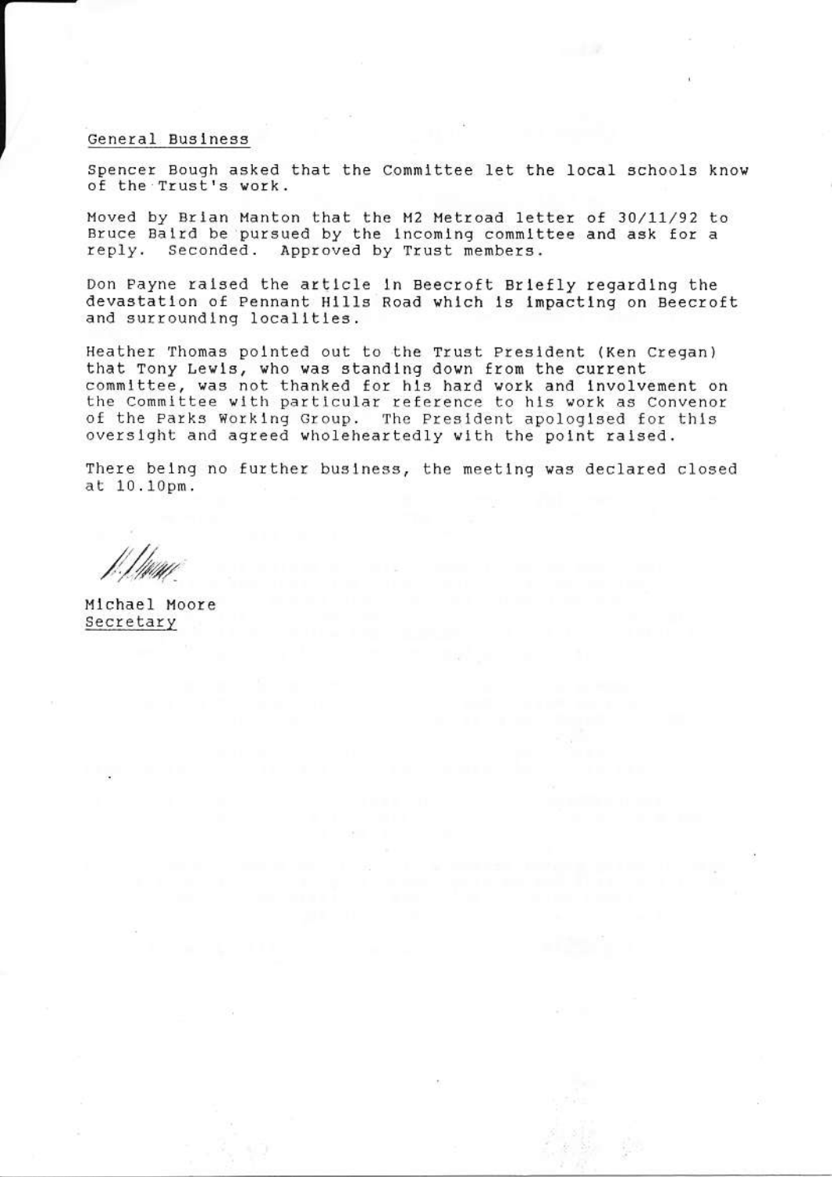General Business

Spencer Bough asked that the Committee let the local schools know of the Trust's work.

Moved by Brian Manton that the M2 Metroad letter of 30/11/92 to Bruce Baird be pursued by the incoming committee and ask for a reply. Seconded. Approved by Trust members.

Don Payne raised the article in Beecroft Briefly regarding the devastation of Pennant Hills Road which is impacting on Beecroft and surrounding localities.

Heather Thomas pointed out to the Trust President (Ken Cregan) that Tony Lewis, who was standing down from the current committee, was not thanked for his hard work and involvement on the Committee with particular reference to his work as Convenor of the Parks Working Group. The President apologised for this oversight and agreed wholeheartedly with the point raised.

There being no further business, the meeting was declared closed at 10.10pm.

Michael Moore
Secretary